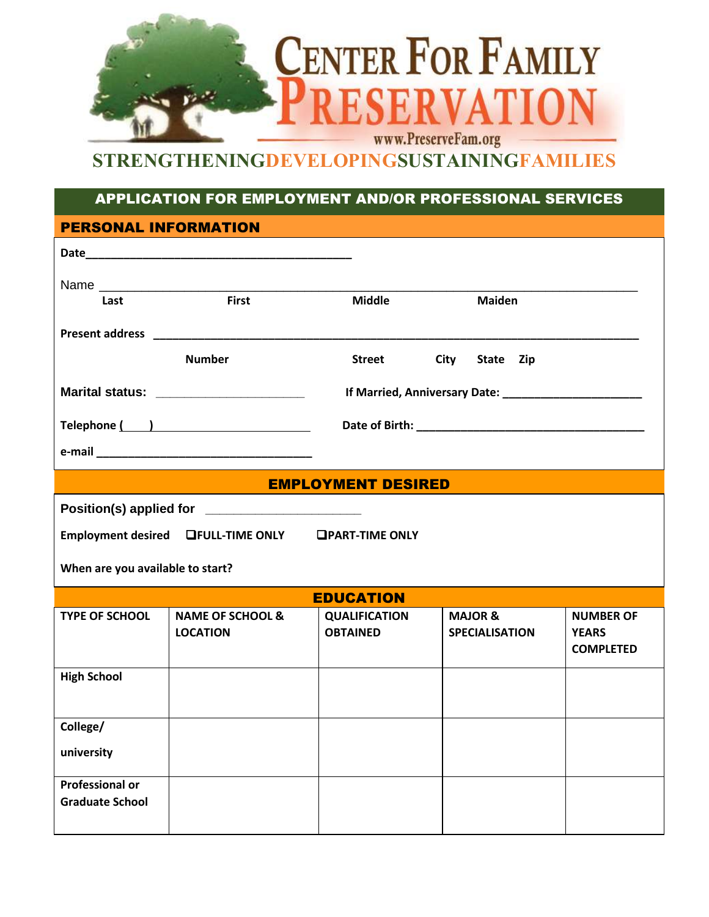# CENTER FOR FAMILY PRESERVATION

www.PreserveFam.org

STRENGTHENINGDEVELOPINGSUSTAININGFAMILIES

## APPLICATION FOR EMPLOYMENT AND/OR PROFESSIONAL SERVICES

### PERSONAL INFORMATION

**Date**_______________________________________

Name ______________________________________________________________________________

**Last** **First** **Middle** **Maiden**

**Present address** ________________________________________________________________________

**Number** **Street** **City** **State** **Zip**

**Marital status:** ____________________ **If Married, Anniversary Date:** ____________________

**Telephone (____)** ______________________ **Date of Birth:** _________________________________

**e-mail** ________________________________

### EMPLOYMENT DESIRED

**Position(s) applied for** ____________________

**Employment desired** ❑**FULL-TIME ONLY** ❑**PART-TIME ONLY**

**When are you available to start?**

### EDUCATION

| TYPE OF SCHOOL | NAME OF SCHOOL & LOCATION | QUALIFICATION OBTAINED | MAJOR & SPECIALISATION | NUMBER OF YEARS COMPLETED |
|---|---|---|---|---|
| High School | | | | |
| College/ university | | | | |
| Professional or Graduate School | | | | |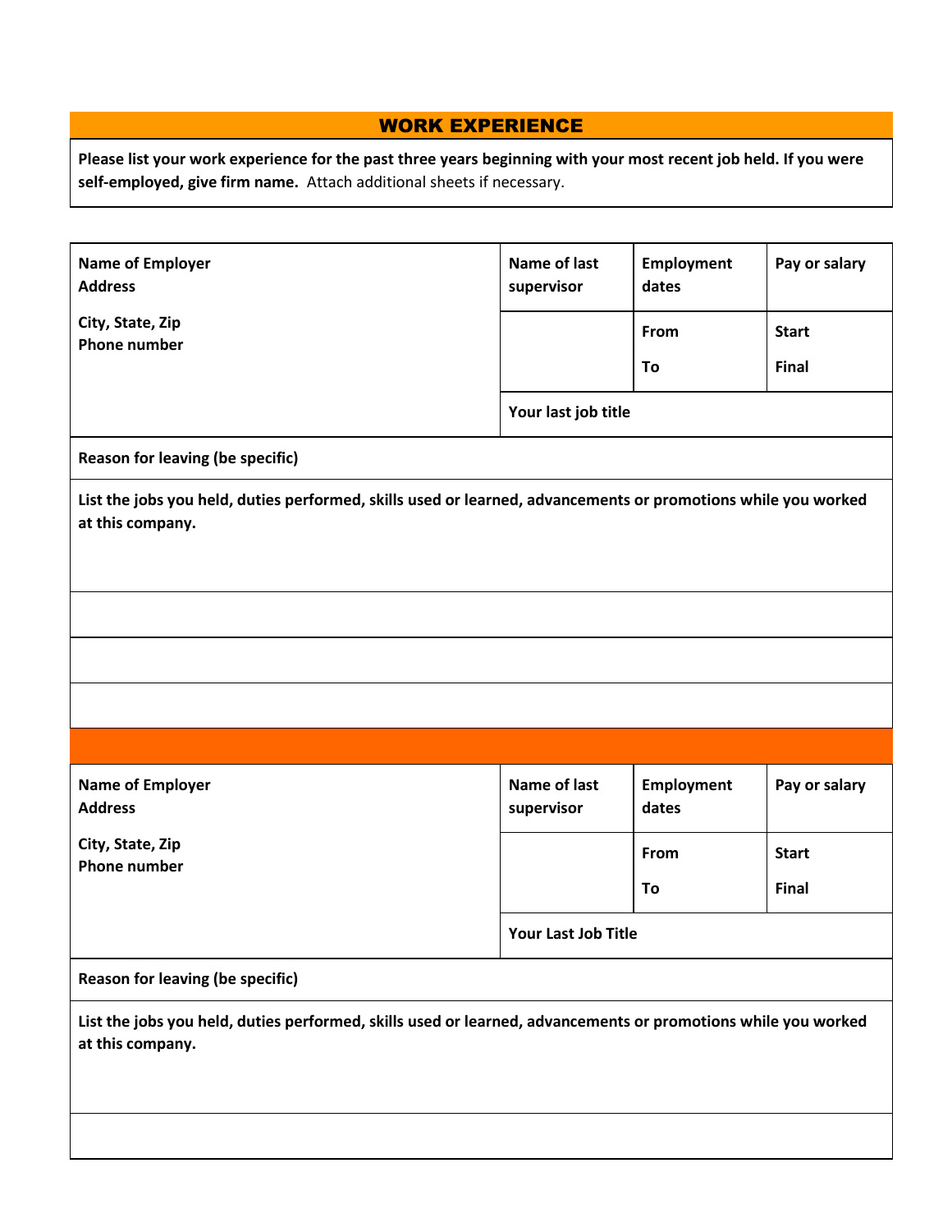## WORK EXPERIENCE

**Please list your work experience for the past three years beginning with your most recent job held. If you were self-employed, give firm name.** Attach additional sheets if necessary.

| **Name of Employer**<br>**Address**<br><br>**City, State, Zip**<br>**Phone number** | **Name of last supervisor** | **Employment dates** | **Pay or salary** |
|---|---|---|---|
| | | **From**<br><br>**To** | **Start**<br><br>**Final** |
| | **Your last job title** | | |
| **Reason for leaving (be specific)** | | | |
| **List the jobs you held, duties performed, skills used or learned, advancements or promotions while you worked at this company.** | | | |
| | | | |
| | | | |
| | | | |

| **Name of Employer**<br>**Address**<br><br>**City, State, Zip**<br>**Phone number** | **Name of last supervisor** | **Employment dates** | **Pay or salary** |
|---|---|---|---|
| | | **From**<br><br>**To** | **Start**<br><br>**Final** |
| | **Your Last Job Title** | | |
| **Reason for leaving (be specific)** | | | |
| **List the jobs you held, duties performed, skills used or learned, advancements or promotions while you worked at this company.** | | | |
| | | | |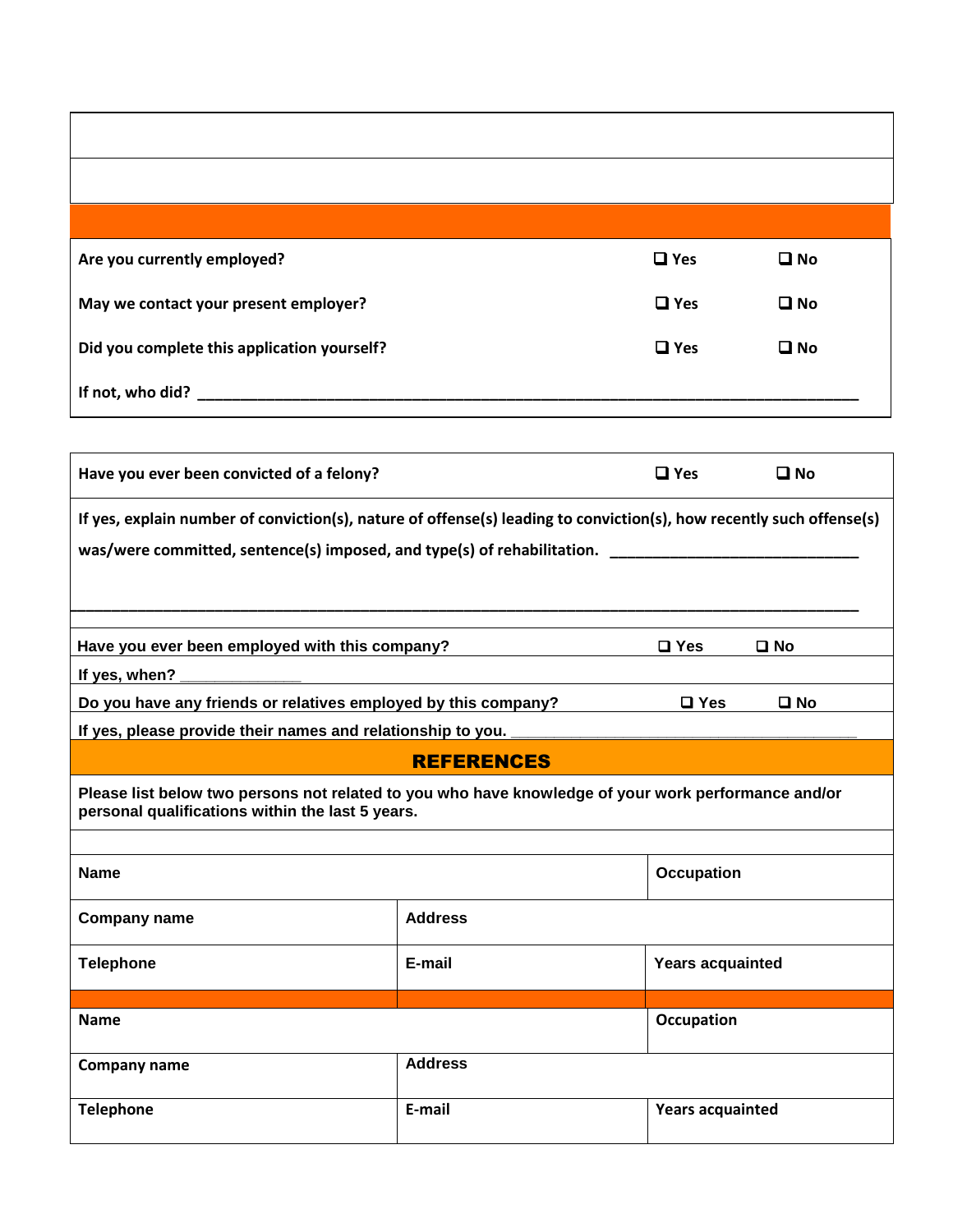| | | |
|---|---|---|
| Are you currently employed? | ❑ Yes | ❑ No |
| May we contact your present employer? | ❑ Yes | ❑ No |
| Did you complete this application yourself? | ❑ Yes | ❑ No |

If not, who did? ____________________________________________________________________________

| | | |
|---|---|---|
| Have you ever been convicted of a felony? | ❑ Yes | ❑ No |

If yes, explain number of conviction(s), nature of offense(s) leading to conviction(s), how recently such offense(s) was/were committed, sentence(s) imposed, and type(s) of rehabilitation. ____________________________

____________________________________________________________________________________________

| | | |
|---|---|---|
| Have you ever been employed with this company? | ❑ Yes | ❑ No |

If yes, when? ______________

| | | |
|---|---|---|
| Do you have any friends or relatives employed by this company? | ❑ Yes | ❑ No |

If yes, please provide their names and relationship to you. ______________________________________

## REFERENCES

Please list below two persons not related to you who have knowledge of your work performance and/or personal qualifications within the last 5 years.

| | | |
|---|---|---|
| Name | | Occupation |
| Company name | Address | |
| Telephone | E-mail | Years acquainted |
| Name | | Occupation |
| Company name | Address | |
| Telephone | E-mail | Years acquainted |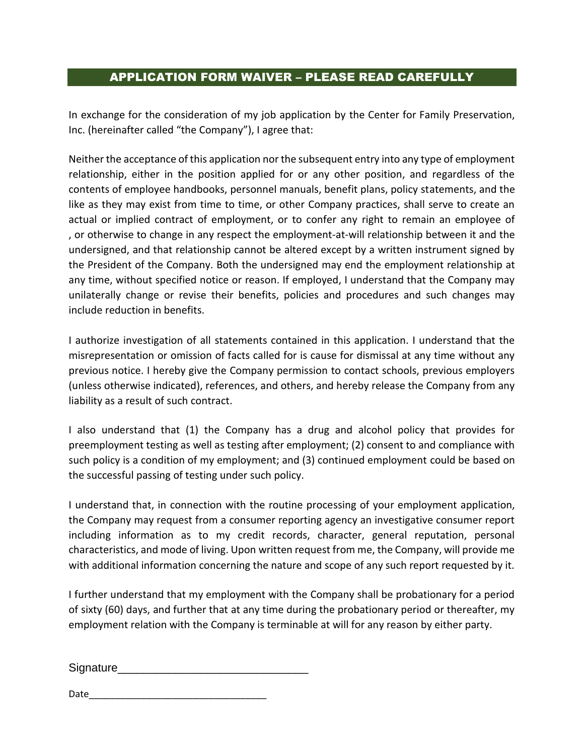## APPLICATION FORM WAIVER – PLEASE READ CAREFULLY

In exchange for the consideration of my job application by the Center for Family Preservation, Inc. (hereinafter called "the Company"), I agree that:

Neither the acceptance of this application nor the subsequent entry into any type of employment relationship, either in the position applied for or any other position, and regardless of the contents of employee handbooks, personnel manuals, benefit plans, policy statements, and the like as they may exist from time to time, or other Company practices, shall serve to create an actual or implied contract of employment, or to confer any right to remain an employee of , or otherwise to change in any respect the employment-at-will relationship between it and the undersigned, and that relationship cannot be altered except by a written instrument signed by the President of the Company. Both the undersigned may end the employment relationship at any time, without specified notice or reason. If employed, I understand that the Company may unilaterally change or revise their benefits, policies and procedures and such changes may include reduction in benefits.

I authorize investigation of all statements contained in this application. I understand that the misrepresentation or omission of facts called for is cause for dismissal at any time without any previous notice. I hereby give the Company permission to contact schools, previous employers (unless otherwise indicated), references, and others, and hereby release the Company from any liability as a result of such contract.

I also understand that (1) the Company has a drug and alcohol policy that provides for preemployment testing as well as testing after employment; (2) consent to and compliance with such policy is a condition of my employment; and (3) continued employment could be based on the successful passing of testing under such policy.

I understand that, in connection with the routine processing of your employment application, the Company may request from a consumer reporting agency an investigative consumer report including information as to my credit records, character, general reputation, personal characteristics, and mode of living. Upon written request from me, the Company, will provide me with additional information concerning the nature and scope of any such report requested by it.

I further understand that my employment with the Company shall be probationary for a period of sixty (60) days, and further that at any time during the probationary period or thereafter, my employment relation with the Company is terminable at will for any reason by either party.

Signature______________________________

Date_________________________________